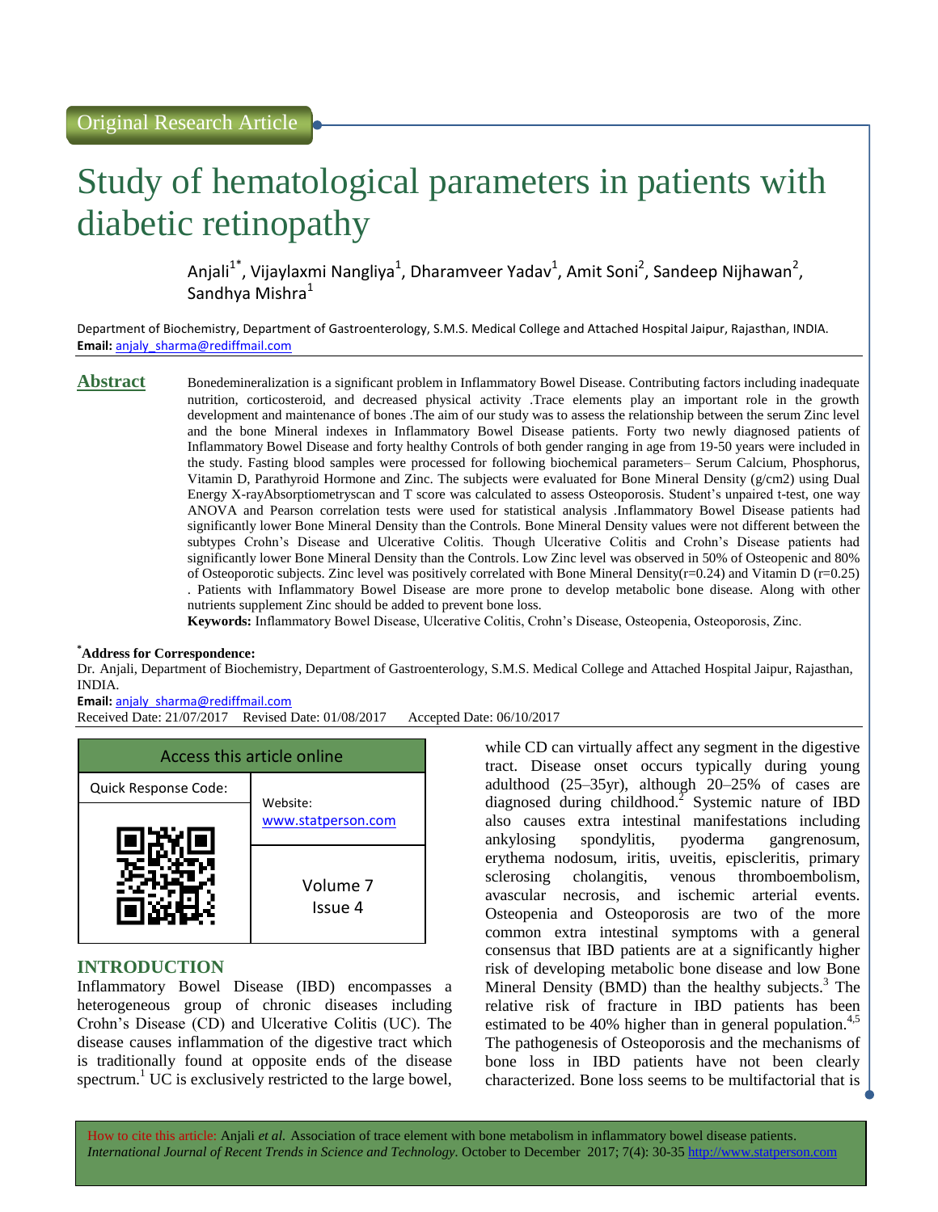Original Research Article

# Study of hematological parameters in patients with diabetic retinopathy

Anjali[1*], Vijaylaxmi Nangliya[1], Dharamveer Yadav[1], Amit Soni[2], Sandeep Nijhawan[2], Sandhya Mishra[1]

Department of Biochemistry, Department of Gastroenterology, S.M.S. Medical College and Attached Hospital Jaipur, Rajasthan, INDIA.
**Email:** anjaly_sharma@rediffmail.com

## Abstract

Bonedemineralization is a significant problem in Inflammatory Bowel Disease. Contributing factors including inadequate nutrition, corticosteroid, and decreased physical activity .Trace elements play an important role in the growth development and maintenance of bones .The aim of our study was to assess the relationship between the serum Zinc level and the bone Mineral indexes in Inflammatory Bowel Disease patients. Forty two newly diagnosed patients of Inflammatory Bowel Disease and forty healthy Controls of both gender ranging in age from 19-50 years were included in the study. Fasting blood samples were processed for following biochemical parameters– Serum Calcium, Phosphorus, Vitamin D, Parathyroid Hormone and Zinc. The subjects were evaluated for Bone Mineral Density (g/cm2) using Dual Energy X-rayAbsorptiometryscan and T score was calculated to assess Osteoporosis. Student's unpaired t-test, one way ANOVA and Pearson correlation tests were used for statistical analysis .Inflammatory Bowel Disease patients had significantly lower Bone Mineral Density than the Controls. Bone Mineral Density values were not different between the subtypes Crohn's Disease and Ulcerative Colitis. Though Ulcerative Colitis and Crohn's Disease patients had significantly lower Bone Mineral Density than the Controls. Low Zinc level was observed in 50% of Osteopenic and 80% of Osteoporotic subjects. Zinc level was positively correlated with Bone Mineral Density(r=0.24) and Vitamin D (r=0.25) . Patients with Inflammatory Bowel Disease are more prone to develop metabolic bone disease. Along with other nutrients supplement Zinc should be added to prevent bone loss.

**Keywords:** Inflammatory Bowel Disease, Ulcerative Colitis, Crohn's Disease, Osteopenia, Osteoporosis, Zinc.

**\*Address for Correspondence:**
Dr. Anjali, Department of Biochemistry, Department of Gastroenterology, S.M.S. Medical College and Attached Hospital Jaipur, Rajasthan, INDIA.
**Email:** anjaly_sharma@rediffmail.com
Received Date: 21/07/2017 Revised Date: 01/08/2017 Accepted Date: 06/10/2017

| Access this article online | |
|---|---|
| Quick Response Code: | Website: www.statperson.com |
| | Volume 7 Issue 4 |

## INTRODUCTION

Inflammatory Bowel Disease (IBD) encompasses a heterogeneous group of chronic diseases including Crohn's Disease (CD) and Ulcerative Colitis (UC). The disease causes inflammation of the digestive tract which is traditionally found at opposite ends of the disease spectrum.[1] UC is exclusively restricted to the large bowel, while CD can virtually affect any segment in the digestive tract. Disease onset occurs typically during young adulthood (25–35yr), although 20–25% of cases are diagnosed during childhood.[2] Systemic nature of IBD also causes extra intestinal manifestations including ankylosing spondylitis, pyoderma gangrenosum, erythema nodosum, iritis, uveitis, episcleritis, primary sclerosing cholangitis, venous thromboembolism, avascular necrosis, and ischemic arterial events. Osteopenia and Osteoporosis are two of the more common extra intestinal symptoms with a general consensus that IBD patients are at a significantly higher risk of developing metabolic bone disease and low Bone Mineral Density (BMD) than the healthy subjects.[3] The relative risk of fracture in IBD patients has been estimated to be 40% higher than in general population.[4,5] The pathogenesis of Osteoporosis and the mechanisms of bone loss in IBD patients have not been clearly characterized. Bone loss seems to be multifactorial that is

How to cite this article: Anjali *et al.* Association of trace element with bone metabolism in inflammatory bowel disease patients. *International Journal of Recent Trends in Science and Technology.* October to December 2017; 7(4): 30-35 http://www.statperson.com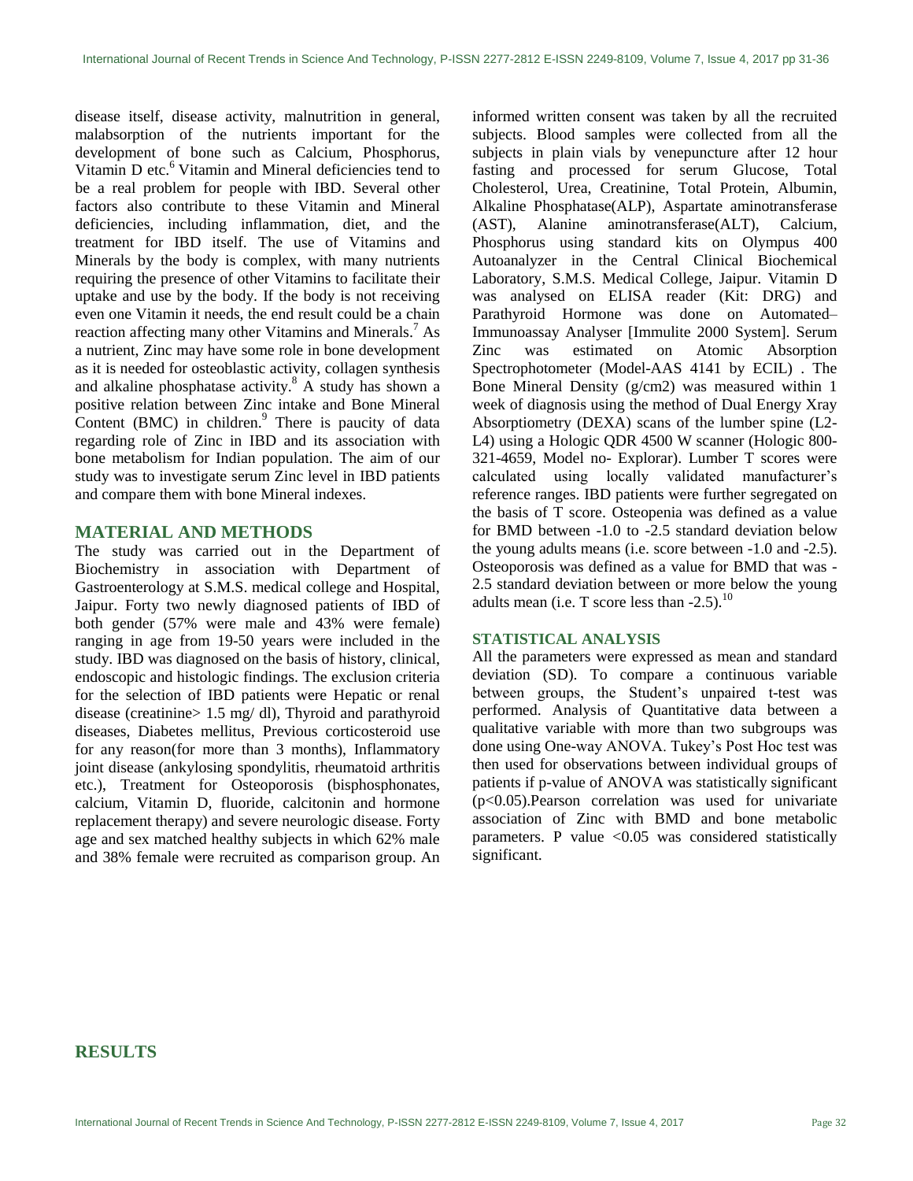disease itself, disease activity, malnutrition in general, malabsorption of the nutrients important for the development of bone such as Calcium, Phosphorus, Vitamin D etc.[6] Vitamin and Mineral deficiencies tend to be a real problem for people with IBD. Several other factors also contribute to these Vitamin and Mineral deficiencies, including inflammation, diet, and the treatment for IBD itself. The use of Vitamins and Minerals by the body is complex, with many nutrients requiring the presence of other Vitamins to facilitate their uptake and use by the body. If the body is not receiving even one Vitamin it needs, the end result could be a chain reaction affecting many other Vitamins and Minerals.[7] As a nutrient, Zinc may have some role in bone development as it is needed for osteoblastic activity, collagen synthesis and alkaline phosphatase activity.[8] A study has shown a positive relation between Zinc intake and Bone Mineral Content (BMC) in children.[9] There is paucity of data regarding role of Zinc in IBD and its association with bone metabolism for Indian population. The aim of our study was to investigate serum Zinc level in IBD patients and compare them with bone Mineral indexes.

## MATERIAL AND METHODS

The study was carried out in the Department of Biochemistry in association with Department of Gastroenterology at S.M.S. medical college and Hospital, Jaipur. Forty two newly diagnosed patients of IBD of both gender (57% were male and 43% were female) ranging in age from 19-50 years were included in the study. IBD was diagnosed on the basis of history, clinical, endoscopic and histologic findings. The exclusion criteria for the selection of IBD patients were Hepatic or renal disease (creatinine> 1.5 mg/ dl), Thyroid and parathyroid diseases, Diabetes mellitus, Previous corticosteroid use for any reason(for more than 3 months), Inflammatory joint disease (ankylosing spondylitis, rheumatoid arthritis etc.), Treatment for Osteoporosis (bisphosphonates, calcium, Vitamin D, fluoride, calcitonin and hormone replacement therapy) and severe neurologic disease. Forty age and sex matched healthy subjects in which 62% male and 38% female were recruited as comparison group. An informed written consent was taken by all the recruited subjects. Blood samples were collected from all the subjects in plain vials by venepuncture after 12 hour fasting and processed for serum Glucose, Total Cholesterol, Urea, Creatinine, Total Protein, Albumin, Alkaline Phosphatase(ALP), Aspartate aminotransferase (AST), Alanine aminotransferase(ALT), Calcium, Phosphorus using standard kits on Olympus 400 Autoanalyzer in the Central Clinical Biochemical Laboratory, S.M.S. Medical College, Jaipur. Vitamin D was analysed on ELISA reader (Kit: DRG) and Parathyroid Hormone was done on Automated– Immunoassay Analyser [Immulite 2000 System]. Serum Zinc was estimated on Atomic Absorption Spectrophotometer (Model-AAS 4141 by ECIL) . The Bone Mineral Density (g/cm2) was measured within 1 week of diagnosis using the method of Dual Energy Xray Absorptiometry (DEXA) scans of the lumber spine (L2-L4) using a Hologic QDR 4500 W scanner (Hologic 800-321-4659, Model no- Explorar). Lumber T scores were calculated using locally validated manufacturer's reference ranges. IBD patients were further segregated on the basis of T score. Osteopenia was defined as a value for BMD between -1.0 to -2.5 standard deviation below the young adults means (i.e. score between -1.0 and -2.5). Osteoporosis was defined as a value for BMD that was -2.5 standard deviation between or more below the young adults mean (i.e. T score less than -2.5).[10]

### STATISTICAL ANALYSIS

All the parameters were expressed as mean and standard deviation (SD). To compare a continuous variable between groups, the Student's unpaired t-test was performed. Analysis of Quantitative data between a qualitative variable with more than two subgroups was done using One-way ANOVA. Tukey's Post Hoc test was then used for observations between individual groups of patients if p-value of ANOVA was statistically significant ($p<0.05$).Pearson correlation was used for univariate association of Zinc with BMD and bone metabolic parameters. P value $<0.05$ was considered statistically significant.

## RESULTS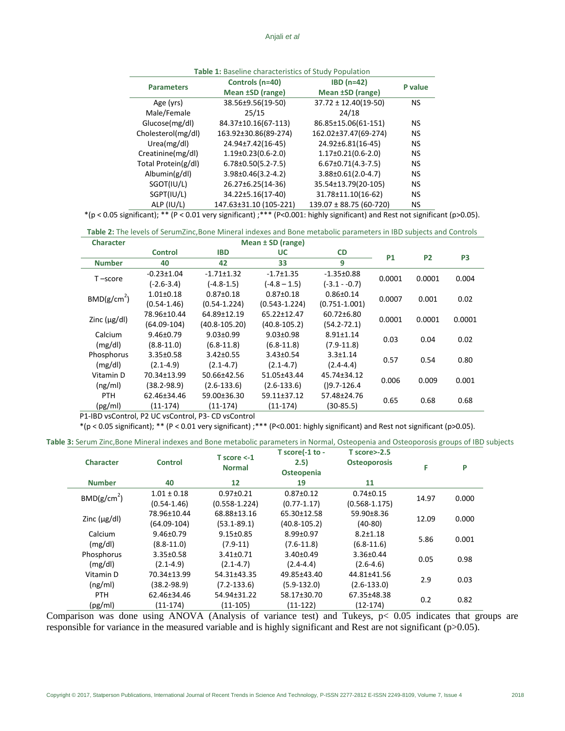**Table 1:** Baseline characteristics of Study Population

| Parameters | Controls (n=40) Mean ±SD (range) | IBD (n=42) Mean ±SD (range) | P value |
|---|---|---|---|
| Age (yrs) | 38.56±9.56(19-50) | 37.72 ± 12.40(19-50) | NS |
| Male/Female | 25/15 | 24/18 | |
| Glucose(mg/dl) | 84.37±10.16(67-113) | 86.85±15.06(61-151) | NS |
| Cholesterol(mg/dl) | 163.92±30.86(89-274) | 162.02±37.47(69-274) | NS |
| Urea(mg/dl) | 24.94±7.42(16-45) | 24.92±6.81(16-45) | NS |
| Creatinine(mg/dl) | 1.19±0.23(0.6-2.0) | 1.17±0.21(0.6-2.0) | NS |
| Total Protein(g/dl) | 6.78±0.50(5.2-7.5) | 6.67±0.71(4.3-7.5) | NS |
| Albumin(g/dl) | 3.98±0.46(3.2-4.2) | 3.88±0.61(2.0-4.7) | NS |
| SGOT(IU/L) | 26.27±6.25(14-36) | 35.54±13.79(20-105) | NS |
| SGPT(IU/L) | 34.22±5.16(17-40) | 31.78±11.10(16-62) | NS |
| ALP (IU/L) | 147.63±31.10 (105-221) | 139.07 ± 88.75 (60-720) | NS |

*(p < 0.05 significant); ** (P < 0.01 very significant) ;*** (P<0.001: highly significant) and Rest not significant (p>0.05).

**Table 2:** The levels of SerumZinc,Bone Mineral indexes and Bone metabolic parameters in IBD subjects and Controls

| Character | Mean ± SD (range) | | | | | | |
|---|---|---|---|---|---|---|---|
| | Control | IBD | UC | CD | P1 | P2 | P3 |
| Number | 40 | 42 | 33 | 9 | | | |
| T –score | -0.23±1.04 (-2.6-3.4) | -1.71±1.32 (-4.8-1.5) | -1.7±1.35 (-4.8 – 1.5) | -1.35±0.88 (-3.1 - -0.7) | 0.0001 | 0.0001 | 0.004 |
| BMD(g/cm$^2$) | 1.01±0.18 (0.54-1.46) | 0.87±0.18 (0.54-1.224) | 0.87±0.18 (0.543-1.224) | 0.86±0.14 (0.751-1.001) | 0.0007 | 0.001 | 0.02 |
| Zinc (µg/dl) | 78.96±10.44 (64.09-104) | 64.89±12.19 (40.8-105.20) | 65.22±12.47 (40.8-105.2) | 60.72±6.80 (54.2-72.1) | 0.0001 | 0.0001 | 0.0001 |
| Calcium (mg/dl) | 9.46±0.79 (8.8-11.0) | 9.03±0.99 (6.8-11.8) | 9.03±0.98 (6.8-11.8) | 8.91±1.14 (7.9-11.8) | 0.03 | 0.04 | 0.02 |
| Phosphorus (mg/dl) | 3.35±0.58 (2.1-4.9) | 3.42±0.55 (2.1-4.7) | 3.43±0.54 (2.1-4.7) | 3.3±1.14 (2.4-4.4) | 0.57 | 0.54 | 0.80 |
| Vitamin D (ng/ml) | 70.34±13.99 (38.2-98.9) | 50.66±42.56 (2.6-133.6) | 51.05±43.44 (2.6-133.6) | 45.74±34.12 ()9.7-126.4 | 0.006 | 0.009 | 0.001 |
| PTH (pg/ml) | 62.46±34.46 (11-174) | 59.00±36.30 (11-174) | 59.11±37.12 (11-174) | 57.48±24.76 (30-85.5) | 0.65 | 0.68 | 0.68 |

P1-IBD vsControl, P2 UC vsControl, P3- CD vsControl

*(p < 0.05 significant); ** (P < 0.01 very significant) ;*** (P<0.001: highly significant) and Rest not significant (p>0.05).

**Table 3:** Serum Zinc,Bone Mineral indexes and Bone metabolic parameters in Normal, Osteopenia and Osteoporosis groups of IBD subjects

| Character | Control | T score <-1 Normal | T score(-1 to -2.5) Osteopenia | T score>-2.5 Osteoporosis | F | P |
|---|---|---|---|---|---|---|
| Number | 40 | 12 | 19 | 11 | | |
| BMD(g/cm$^2$) | 1.01 ± 0.18 (0.54-1.46) | 0.97±0.21 (0.558-1.224) | 0.87±0.12 (0.77-1.17) | 0.74±0.15 (0.568-1.175) | 14.97 | 0.000 |
| Zinc (µg/dl) | 78.96±10.44 (64.09-104) | 68.88±13.16 (53.1-89.1) | 65.30±12.58 (40.8-105.2) | 59.90±8.36 (40-80) | 12.09 | 0.000 |
| Calcium (mg/dl) | 9.46±0.79 (8.8-11.0) | 9.15±0.85 (7.9-11) | 8.99±0.97 (7.6-11.8) | 8.2±1.18 (6.8-11.6) | 5.86 | 0.001 |
| Phosphorus (mg/dl) | 3.35±0.58 (2.1-4.9) | 3.41±0.71 (2.1-4.7) | 3.40±0.49 (2.4-4.4) | 3.36±0.44 (2.6-4.6) | 0.05 | 0.98 |
| Vitamin D (ng/ml) | 70.34±13.99 (38.2-98.9) | 54.31±43.35 (7.2-133.6) | 49.85±43.40 (5.9-132.0) | 44.81±41.56 (2.6-133.0) | 2.9 | 0.03 |
| PTH (pg/ml) | 62.46±34.46 (11-174) | 54.94±31.22 (11-105) | 58.17±30.70 (11-122) | 67.35±48.38 (12-174) | 0.2 | 0.82 |

Comparison was done using ANOVA (Analysis of variance test) and Tukeys, p< 0.05 indicates that groups are responsible for variance in the measured variable and is highly significant and Rest are not significant (p>0.05).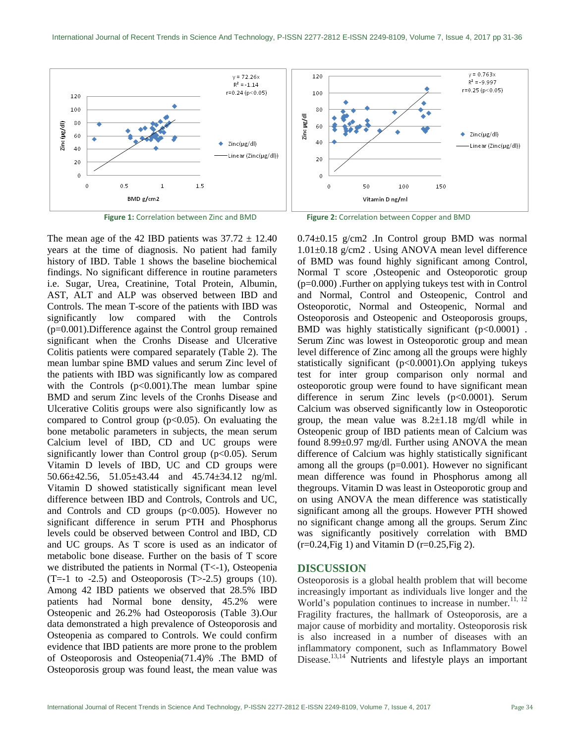Figure 1: Correlation between Zinc and BMD

Figure 2: Correlation between Copper and BMD

The mean age of the 42 IBD patients was 37.72 ± 12.40 years at the time of diagnosis. No patient had family history of IBD. Table 1 shows the baseline biochemical findings. No significant difference in routine parameters i.e. Sugar, Urea, Creatinine, Total Protein, Albumin, AST, ALT and ALP was observed between IBD and Controls. The mean T-score of the patients with IBD was significantly low compared with the Controls (p=0.001).Difference against the Control group remained significant when the Cronhs Disease and Ulcerative Colitis patients were compared separately (Table 2). The mean lumbar spine BMD values and serum Zinc level of the patients with IBD was significantly low as compared with the Controls (p<0.001).The mean lumbar spine BMD and serum Zinc levels of the Cronhs Disease and Ulcerative Colitis groups were also significantly low as compared to Control group (p<0.05). On evaluating the bone metabolic parameters in subjects, the mean serum Calcium level of IBD, CD and UC groups were significantly lower than Control group (p<0.05). Serum Vitamin D levels of IBD, UC and CD groups were 50.66±42.56, 51.05±43.44 and 45.74±34.12 ng/ml. Vitamin D showed statistically significant mean level difference between IBD and Controls, Controls and UC, and Controls and CD groups (p<0.005). However no significant difference in serum PTH and Phosphorus levels could be observed between Control and IBD, CD and UC groups. As T score is used as an indicator of metabolic bone disease. Further on the basis of T score we distributed the patients in Normal (T<-1), Osteopenia (T=-1 to -2.5) and Osteoporosis (T>-2.5) groups (10). Among 42 IBD patients we observed that 28.5% IBD patients had Normal bone density, 45.2% were Osteopenic and 26.2% had Osteoporosis (Table 3).Our data demonstrated a high prevalence of Osteoporosis and Osteopenia as compared to Controls. We could confirm evidence that IBD patients are more prone to the problem of Osteoporosis and Osteopenia(71.4)% .The BMD of Osteoporosis group was found least, the mean value was 0.74±0.15 g/cm2 .In Control group BMD was normal 1.01±0.18 g/cm2 . Using ANOVA mean level difference of BMD was found highly significant among Control, Normal T score ,Osteopenic and Osteoporotic group (p=0.000) .Further on applying tukeys test with in Control and Normal, Control and Osteopenic, Control and Osteoporotic, Normal and Osteopenic, Normal and Osteoporosis and Osteopenic and Osteoporosis groups, BMD was highly statistically significant (p<0.0001) . Serum Zinc was lowest in Osteoporotic group and mean level difference of Zinc among all the groups were highly statistically significant (p<0.0001).On applying tukeys test for inter group comparison only normal and osteoporotic group were found to have significant mean difference in serum Zinc levels (p<0.0001). Serum Calcium was observed significantly low in Osteoporotic group, the mean value was 8.2±1.18 mg/dl while in Osteopenic group of IBD patients mean of Calcium was found 8.99±0.97 mg/dl. Further using ANOVA the mean difference of Calcium was highly statistically significant among all the groups (p=0.001). However no significant mean difference was found in Phosphorus among all thegroups. Vitamin D was least in Osteoporotic group and on using ANOVA the mean difference was statistically significant among all the groups. However PTH showed no significant change among all the groups. Serum Zinc was significantly positively correlation with BMD (r=0.24,Fig 1) and Vitamin D (r=0.25,Fig 2).

## DISCUSSION

Osteoporosis is a global health problem that will become increasingly important as individuals live longer and the World's population continues to increase in number.[11, 12] Fragility fractures, the hallmark of Osteoporosis, are a major cause of morbidity and mortality. Osteoporosis risk is also increased in a number of diseases with an inflammatory component, such as Inflammatory Bowel Disease.[13,14] Nutrients and lifestyle plays an important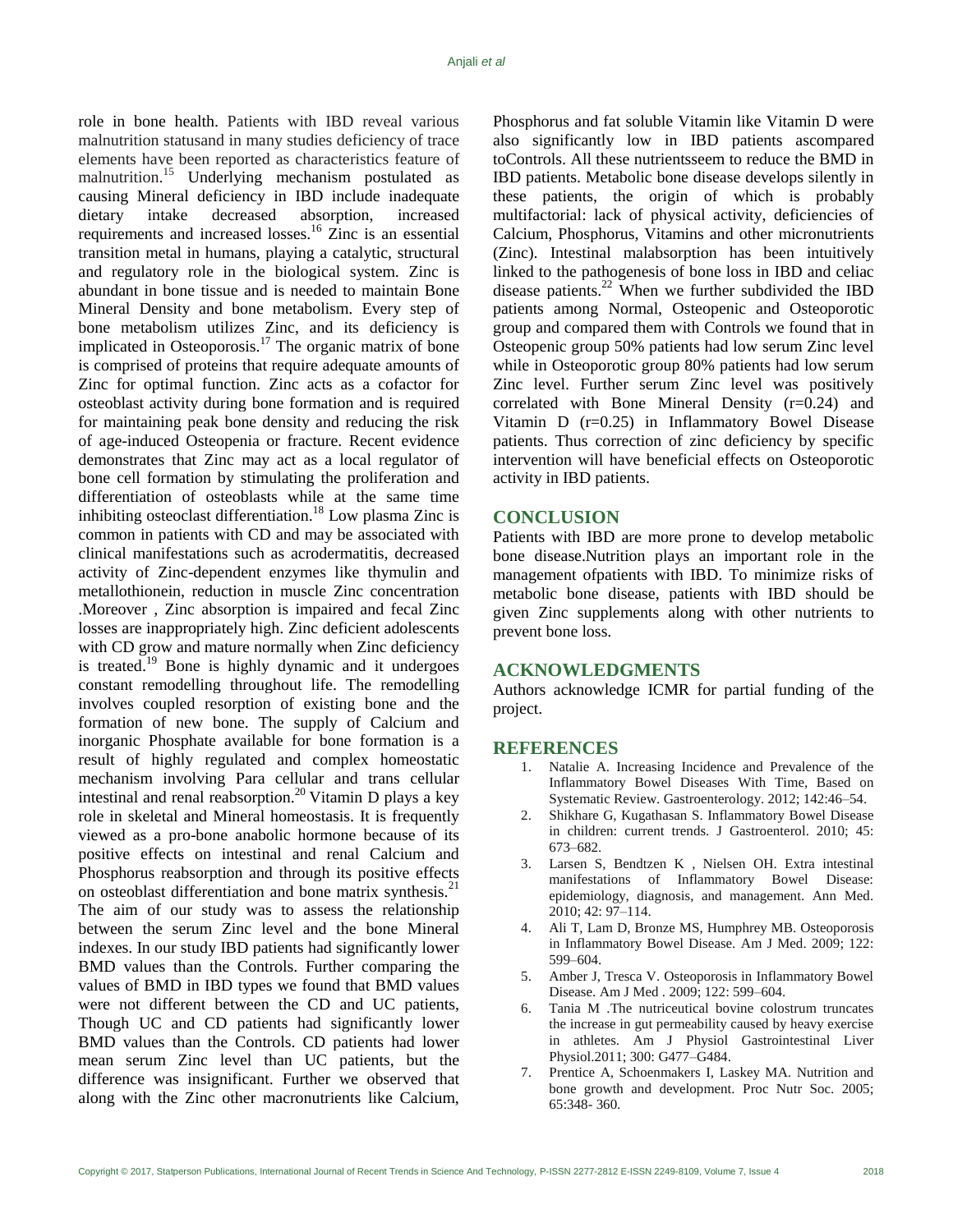role in bone health. Patients with IBD reveal various malnutrition statusand in many studies deficiency of trace elements have been reported as characteristics feature of malnutrition.[15] Underlying mechanism postulated as causing Mineral deficiency in IBD include inadequate dietary intake decreased absorption, increased requirements and increased losses.[16] Zinc is an essential transition metal in humans, playing a catalytic, structural and regulatory role in the biological system. Zinc is abundant in bone tissue and is needed to maintain Bone Mineral Density and bone metabolism. Every step of bone metabolism utilizes Zinc, and its deficiency is implicated in Osteoporosis.[17] The organic matrix of bone is comprised of proteins that require adequate amounts of Zinc for optimal function. Zinc acts as a cofactor for osteoblast activity during bone formation and is required for maintaining peak bone density and reducing the risk of age-induced Osteopenia or fracture. Recent evidence demonstrates that Zinc may act as a local regulator of bone cell formation by stimulating the proliferation and differentiation of osteoblasts while at the same time inhibiting osteoclast differentiation.[18] Low plasma Zinc is common in patients with CD and may be associated with clinical manifestations such as acrodermatitis, decreased activity of Zinc-dependent enzymes like thymulin and metallothionein, reduction in muscle Zinc concentration .Moreover , Zinc absorption is impaired and fecal Zinc losses are inappropriately high. Zinc deficient adolescents with CD grow and mature normally when Zinc deficiency is treated.[19] Bone is highly dynamic and it undergoes constant remodelling throughout life. The remodelling involves coupled resorption of existing bone and the formation of new bone. The supply of Calcium and inorganic Phosphate available for bone formation is a result of highly regulated and complex homeostatic mechanism involving Para cellular and trans cellular intestinal and renal reabsorption.[20] Vitamin D plays a key role in skeletal and Mineral homeostasis. It is frequently viewed as a pro-bone anabolic hormone because of its positive effects on intestinal and renal Calcium and Phosphorus reabsorption and through its positive effects on osteoblast differentiation and bone matrix synthesis.[21] The aim of our study was to assess the relationship between the serum Zinc level and the bone Mineral indexes. In our study IBD patients had significantly lower BMD values than the Controls. Further comparing the values of BMD in IBD types we found that BMD values were not different between the CD and UC patients, Though UC and CD patients had significantly lower BMD values than the Controls. CD patients had lower mean serum Zinc level than UC patients, but the difference was insignificant. Further we observed that along with the Zinc other macronutrients like Calcium, Phosphorus and fat soluble Vitamin like Vitamin D were also significantly low in IBD patients ascompared toControls. All these nutrientsseem to reduce the BMD in IBD patients. Metabolic bone disease develops silently in these patients, the origin of which is probably multifactorial: lack of physical activity, deficiencies of Calcium, Phosphorus, Vitamins and other micronutrients (Zinc). Intestinal malabsorption has been intuitively linked to the pathogenesis of bone loss in IBD and celiac disease patients.[22] When we further subdivided the IBD patients among Normal, Osteopenic and Osteoporotic group and compared them with Controls we found that in Osteopenic group 50% patients had low serum Zinc level while in Osteoporotic group 80% patients had low serum Zinc level. Further serum Zinc level was positively correlated with Bone Mineral Density ($r=0.24$) and Vitamin D ($r=0.25$) in Inflammatory Bowel Disease patients. Thus correction of zinc deficiency by specific intervention will have beneficial effects on Osteoporotic activity in IBD patients.

## CONCLUSION

Patients with IBD are more prone to develop metabolic bone disease.Nutrition plays an important role in the management ofpatients with IBD. To minimize risks of metabolic bone disease, patients with IBD should be given Zinc supplements along with other nutrients to prevent bone loss.

## ACKNOWLEDGMENTS

Authors acknowledge ICMR for partial funding of the project.

## REFERENCES

1. Natalie A. Increasing Incidence and Prevalence of the Inflammatory Bowel Diseases With Time, Based on Systematic Review. Gastroenterology. 2012; 142:46–54.
2. Shikhare G, Kugathasan S. Inflammatory Bowel Disease in children: current trends. J Gastroenterol. 2010; 45: 673–682.
3. Larsen S, Bendtzen K , Nielsen OH. Extra intestinal manifestations of Inflammatory Bowel Disease: epidemiology, diagnosis, and management. Ann Med. 2010; 42: 97–114.
4. Ali T, Lam D, Bronze MS, Humphrey MB. Osteoporosis in Inflammatory Bowel Disease. Am J Med. 2009; 122: 599–604.
5. Amber J, Tresca V. Osteoporosis in Inflammatory Bowel Disease. Am J Med . 2009; 122: 599–604.
6. Tania M .The nutriceutical bovine colostrum truncates the increase in gut permeability caused by heavy exercise in athletes. Am J Physiol Gastrointestinal Liver Physiol.2011; 300: G477–G484.
7. Prentice A, Schoenmakers I, Laskey MA. Nutrition and bone growth and development. Proc Nutr Soc. 2005; 65:348- 360.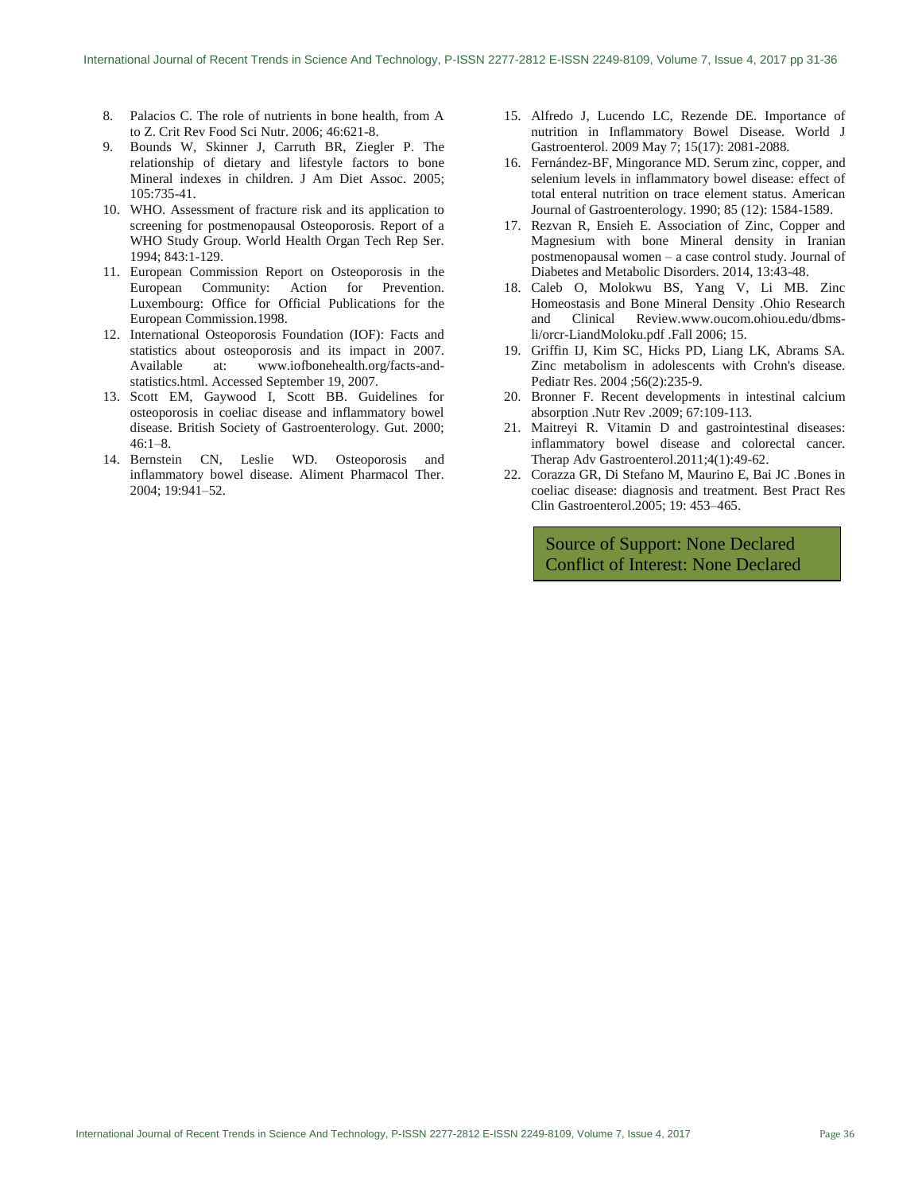8. Palacios C. The role of nutrients in bone health, from A to Z. Crit Rev Food Sci Nutr. 2006; 46:621-8.
9. Bounds W, Skinner J, Carruth BR, Ziegler P. The relationship of dietary and lifestyle factors to bone Mineral indexes in children. J Am Diet Assoc. 2005; 105:735-41.
10. WHO. Assessment of fracture risk and its application to screening for postmenopausal Osteoporosis. Report of a WHO Study Group. World Health Organ Tech Rep Ser. 1994; 843:1-129.
11. European Commission Report on Osteoporosis in the European Community: Action for Prevention. Luxembourg: Office for Official Publications for the European Commission.1998.
12. International Osteoporosis Foundation (IOF): Facts and statistics about osteoporosis and its impact in 2007. Available at: www.iofbonehealth.org/facts-and-statistics.html. Accessed September 19, 2007.
13. Scott EM, Gaywood I, Scott BB. Guidelines for osteoporosis in coeliac disease and inflammatory bowel disease. British Society of Gastroenterology. Gut. 2000; 46:1–8.
14. Bernstein CN, Leslie WD. Osteoporosis and inflammatory bowel disease. Aliment Pharmacol Ther. 2004; 19:941–52.
15. Alfredo J, Lucendo LC, Rezende DE. Importance of nutrition in Inflammatory Bowel Disease. World J Gastroenterol. 2009 May 7; 15(17): 2081-2088.
16. Fernández-BF, Mingorance MD. Serum zinc, copper, and selenium levels in inflammatory bowel disease: effect of total enteral nutrition on trace element status. American Journal of Gastroenterology. 1990; 85 (12): 1584-1589.
17. Rezvan R, Ensieh E. Association of Zinc, Copper and Magnesium with bone Mineral density in Iranian postmenopausal women – a case control study. Journal of Diabetes and Metabolic Disorders. 2014, 13:43-48.
18. Caleb O, Molokwu BS, Yang V, Li MB. Zinc Homeostasis and Bone Mineral Density .Ohio Research and Clinical Review.www.oucom.ohiou.edu/dbms-li/orcr-LiandMoloku.pdf .Fall 2006; 15.
19. Griffin IJ, Kim SC, Hicks PD, Liang LK, Abrams SA. Zinc metabolism in adolescents with Crohn's disease. Pediatr Res. 2004 ;56(2):235-9.
20. Bronner F. Recent developments in intestinal calcium absorption .Nutr Rev .2009; 67:109-113.
21. Maitreyi R. Vitamin D and gastrointestinal diseases: inflammatory bowel disease and colorectal cancer. Therap Adv Gastroenterol.2011;4(1):49-62.
22. Corazza GR, Di Stefano M, Maurino E, Bai JC .Bones in coeliac disease: diagnosis and treatment. Best Pract Res Clin Gastroenterol.2005; 19: 453–465.

Source of Support: None Declared
Conflict of Interest: None Declared